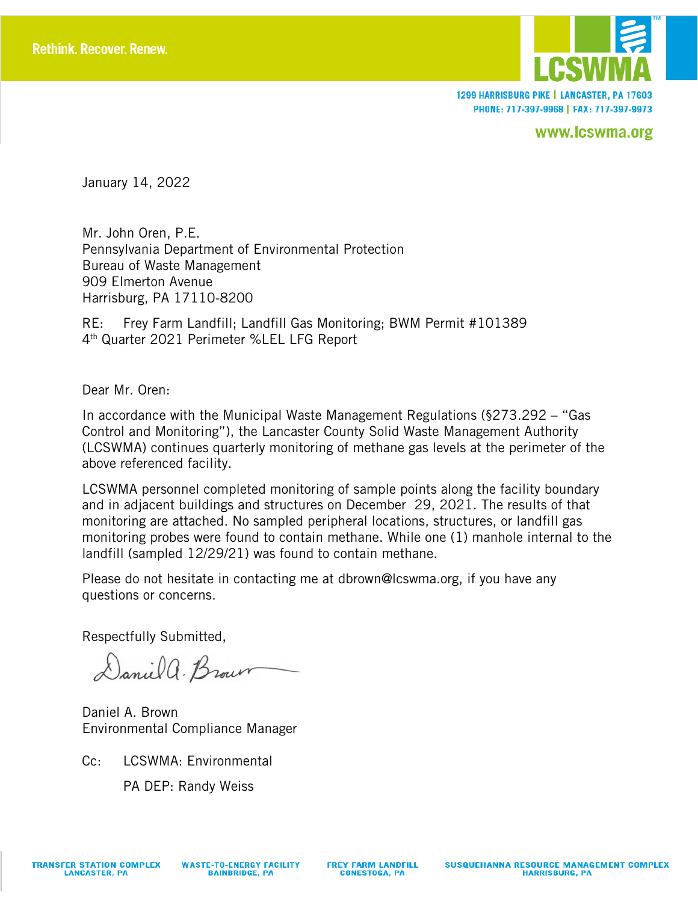Rethink. Recover. Renew.

LCSWMA

1299 HARRISBURG PIKE | LANCASTER, PA 17603
PHONE: 717-397-9968 | FAX: 717-397-9973

www.lcswma.org

January 14, 2022

Mr. John Oren, P.E.
Pennsylvania Department of Environmental Protection
Bureau of Waste Management
909 Elmerton Avenue
Harrisburg, PA 17110-8200

RE: Frey Farm Landfill; Landfill Gas Monitoring; BWM Permit #101389
4th Quarter 2021 Perimeter %LEL LFG Report

Dear Mr. Oren:

In accordance with the Municipal Waste Management Regulations (§273.292 – "Gas Control and Monitoring"), the Lancaster County Solid Waste Management Authority (LCSWMA) continues quarterly monitoring of methane gas levels at the perimeter of the above referenced facility.

LCSWMA personnel completed monitoring of sample points along the facility boundary and in adjacent buildings and structures on December 29, 2021. The results of that monitoring are attached. No sampled peripheral locations, structures, or landfill gas monitoring probes were found to contain methane. While one (1) manhole internal to the landfill (sampled 12/29/21) was found to contain methane.

Please do not hesitate in contacting me at dbrown@lcswma.org, if you have any questions or concerns.

Respectfully Submitted,

Daniel A. Brown
Environmental Compliance Manager

Cc: LCSWMA: Environmental

PA DEP: Randy Weiss

TRANSFER STATION COMPLEX LANCASTER, PA | WASTE-TO-ENERGY FACILITY BAINBRIDGE, PA | FREY FARM LANDFILL CONESTOGA, PA | SUSQUEHANNA RESOURCE MANAGEMENT COMPLEX HARRISBURG, PA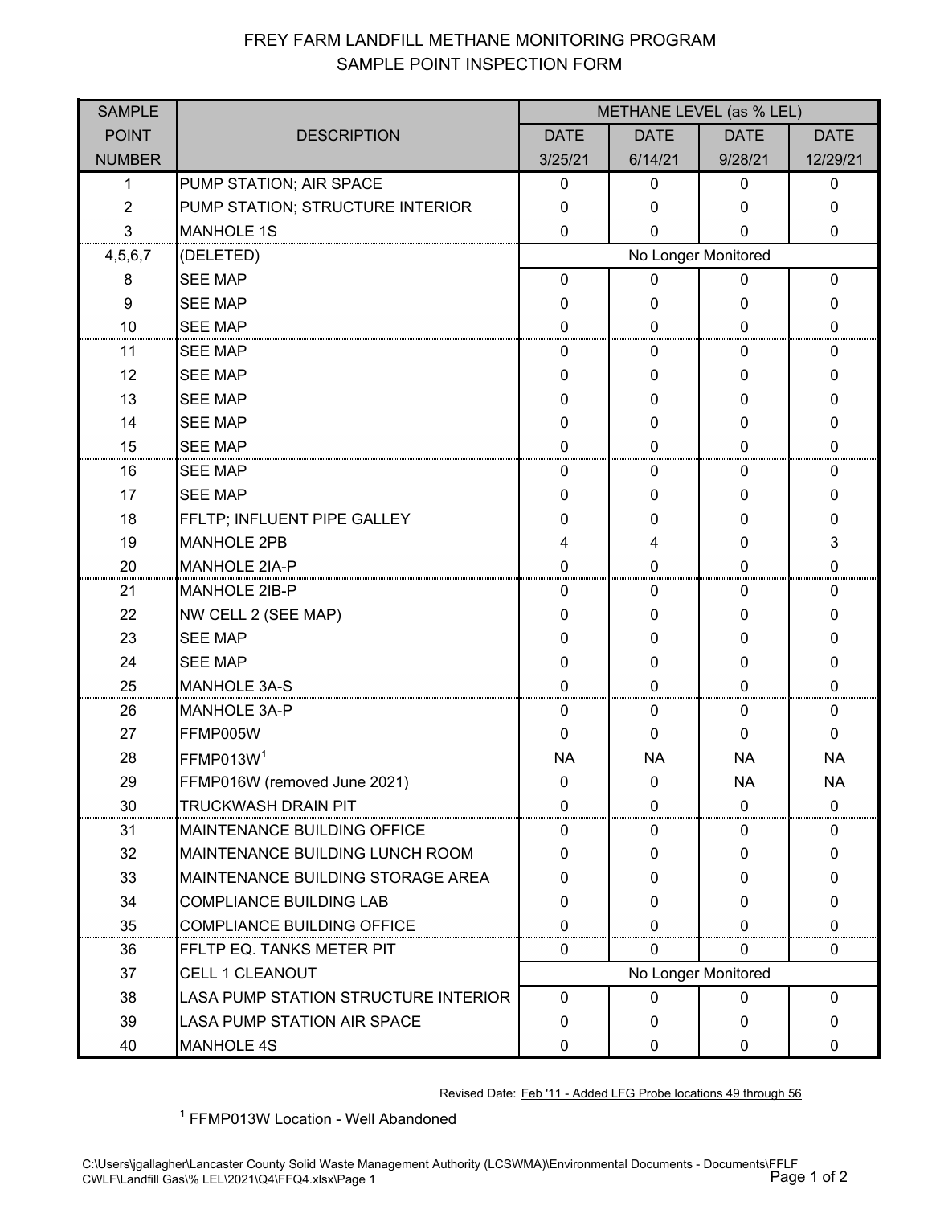# FREY FARM LANDFILL METHANE MONITORING PROGRAM
## SAMPLE POINT INSPECTION FORM

| SAMPLE POINT NUMBER | DESCRIPTION | METHANE LEVEL (as % LEL) | | | |
|---|---|---|---|---|---|
| | | DATE 3/25/21 | DATE 6/14/21 | DATE 9/28/21 | DATE 12/29/21 |
| 1 | PUMP STATION; AIR SPACE | 0 | 0 | 0 | 0 |
| 2 | PUMP STATION; STRUCTURE INTERIOR | 0 | 0 | 0 | 0 |
| 3 | MANHOLE 1S | 0 | 0 | 0 | 0 |
| 4,5,6,7 | (DELETED) | No Longer Monitored | | | |
| 8 | SEE MAP | 0 | 0 | 0 | 0 |
| 9 | SEE MAP | 0 | 0 | 0 | 0 |
| 10 | SEE MAP | 0 | 0 | 0 | 0 |
| 11 | SEE MAP | 0 | 0 | 0 | 0 |
| 12 | SEE MAP | 0 | 0 | 0 | 0 |
| 13 | SEE MAP | 0 | 0 | 0 | 0 |
| 14 | SEE MAP | 0 | 0 | 0 | 0 |
| 15 | SEE MAP | 0 | 0 | 0 | 0 |
| 16 | SEE MAP | 0 | 0 | 0 | 0 |
| 17 | SEE MAP | 0 | 0 | 0 | 0 |
| 18 | FFLTP; INFLUENT PIPE GALLEY | 0 | 0 | 0 | 0 |
| 19 | MANHOLE 2PB | 4 | 4 | 0 | 3 |
| 20 | MANHOLE 2IA-P | 0 | 0 | 0 | 0 |
| 21 | MANHOLE 2IB-P | 0 | 0 | 0 | 0 |
| 22 | NW CELL 2 (SEE MAP) | 0 | 0 | 0 | 0 |
| 23 | SEE MAP | 0 | 0 | 0 | 0 |
| 24 | SEE MAP | 0 | 0 | 0 | 0 |
| 25 | MANHOLE 3A-S | 0 | 0 | 0 | 0 |
| 26 | MANHOLE 3A-P | 0 | 0 | 0 | 0 |
| 27 | FFMP005W | 0 | 0 | 0 | 0 |
| 28 | FFMP013W[1] | NA | NA | NA | NA |
| 29 | FFMP016W (removed June 2021) | 0 | 0 | NA | NA |
| 30 | TRUCKWASH DRAIN PIT | 0 | 0 | 0 | 0 |
| 31 | MAINTENANCE BUILDING OFFICE | 0 | 0 | 0 | 0 |
| 32 | MAINTENANCE BUILDING LUNCH ROOM | 0 | 0 | 0 | 0 |
| 33 | MAINTENANCE BUILDING STORAGE AREA | 0 | 0 | 0 | 0 |
| 34 | COMPLIANCE BUILDING LAB | 0 | 0 | 0 | 0 |
| 35 | COMPLIANCE BUILDING OFFICE | 0 | 0 | 0 | 0 |
| 36 | FFLTP EQ. TANKS METER PIT | 0 | 0 | 0 | 0 |
| 37 | CELL 1 CLEANOUT | No Longer Monitored | | | |
| 38 | LASA PUMP STATION STRUCTURE INTERIOR | 0 | 0 | 0 | 0 |
| 39 | LASA PUMP STATION AIR SPACE | 0 | 0 | 0 | 0 |
| 40 | MANHOLE 4S | 0 | 0 | 0 | 0 |

Revised Date: Feb '11 - Added LFG Probe locations 49 through 56

[1] FFMP013W Location - Well Abandoned

C:\Users\jgallagher\Lancaster County Solid Waste Management Authority (LCSWMA)\Environmental Documents - Documents\FFLF CWLF\Landfill Gas\% LEL\2021\Q4\FFQ4.xlsx\Page 1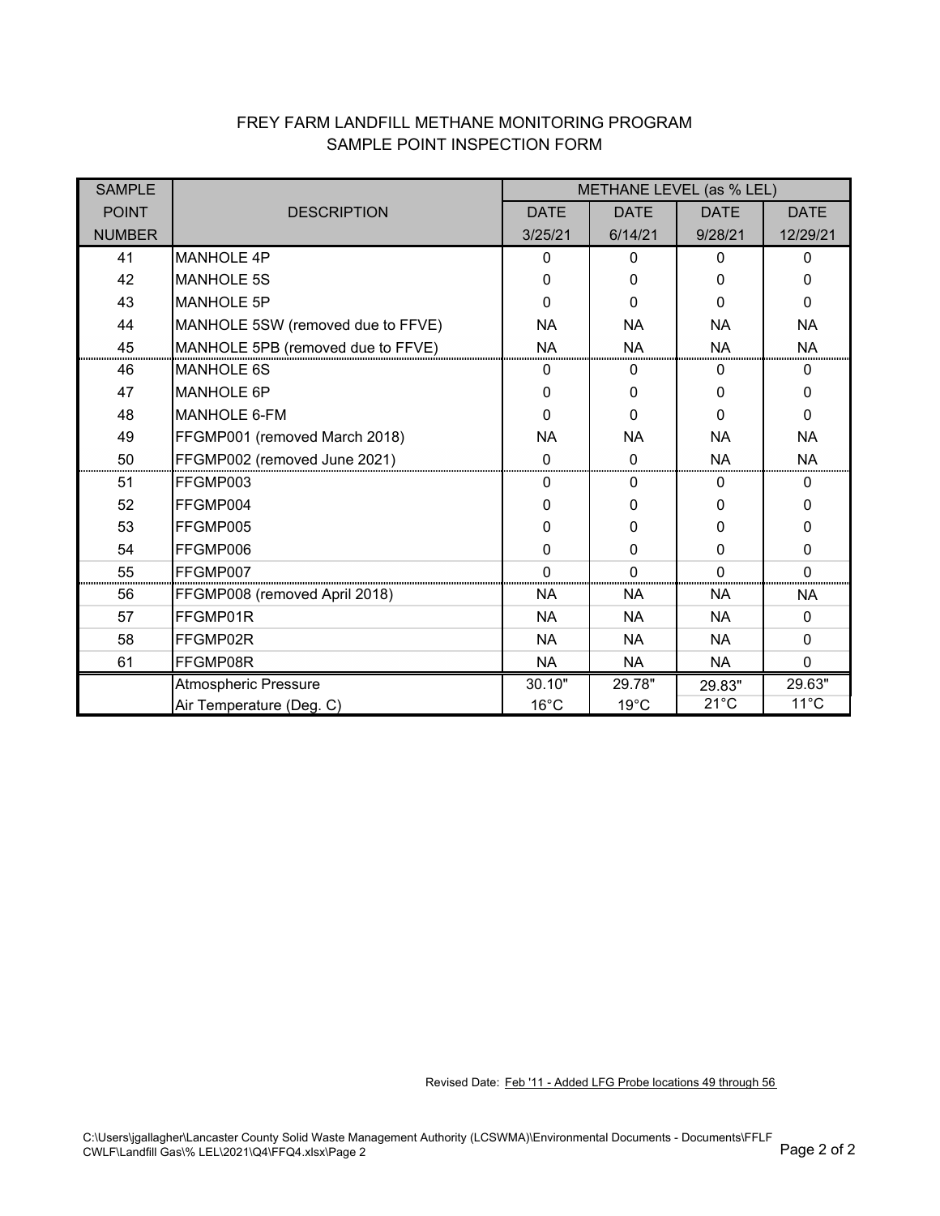# FREY FARM LANDFILL METHANE MONITORING PROGRAM
## SAMPLE POINT INSPECTION FORM

| SAMPLE POINT NUMBER | DESCRIPTION | METHANE LEVEL (as % LEL) | | | |
|---|---|---|---|---|---|
| | | DATE 3/25/21 | DATE 6/14/21 | DATE 9/28/21 | DATE 12/29/21 |
| 41 | MANHOLE 4P | 0 | 0 | 0 | 0 |
| 42 | MANHOLE 5S | 0 | 0 | 0 | 0 |
| 43 | MANHOLE 5P | 0 | 0 | 0 | 0 |
| 44 | MANHOLE 5SW (removed due to FFVE) | NA | NA | NA | NA |
| 45 | MANHOLE 5PB (removed due to FFVE) | NA | NA | NA | NA |
| 46 | MANHOLE 6S | 0 | 0 | 0 | 0 |
| 47 | MANHOLE 6P | 0 | 0 | 0 | 0 |
| 48 | MANHOLE 6-FM | 0 | 0 | 0 | 0 |
| 49 | FFGMP001 (removed March 2018) | NA | NA | NA | NA |
| 50 | FFGMP002 (removed June 2021) | 0 | 0 | NA | NA |
| 51 | FFGMP003 | 0 | 0 | 0 | 0 |
| 52 | FFGMP004 | 0 | 0 | 0 | 0 |
| 53 | FFGMP005 | 0 | 0 | 0 | 0 |
| 54 | FFGMP006 | 0 | 0 | 0 | 0 |
| 55 | FFGMP007 | 0 | 0 | 0 | 0 |
| 56 | FFGMP008 (removed April 2018) | NA | NA | NA | NA |
| 57 | FFGMP01R | NA | NA | NA | 0 |
| 58 | FFGMP02R | NA | NA | NA | 0 |
| 61 | FFGMP08R | NA | NA | NA | 0 |
| | Atmospheric Pressure | 30.10" | 29.78" | 29.83" | 29.63" |
| | Air Temperature (Deg. C) | 16°C | 19°C | 21°C | 11°C |

Revised Date: Feb '11 - Added LFG Probe locations 49 through 56

C:\Users\jgallagher\Lancaster County Solid Waste Management Authority (LCSWMA)\Environmental Documents - Documents\FFLF CWLF\Landfill Gas\% LEL\2021\Q4\FFQ4.xlsx\Page 2